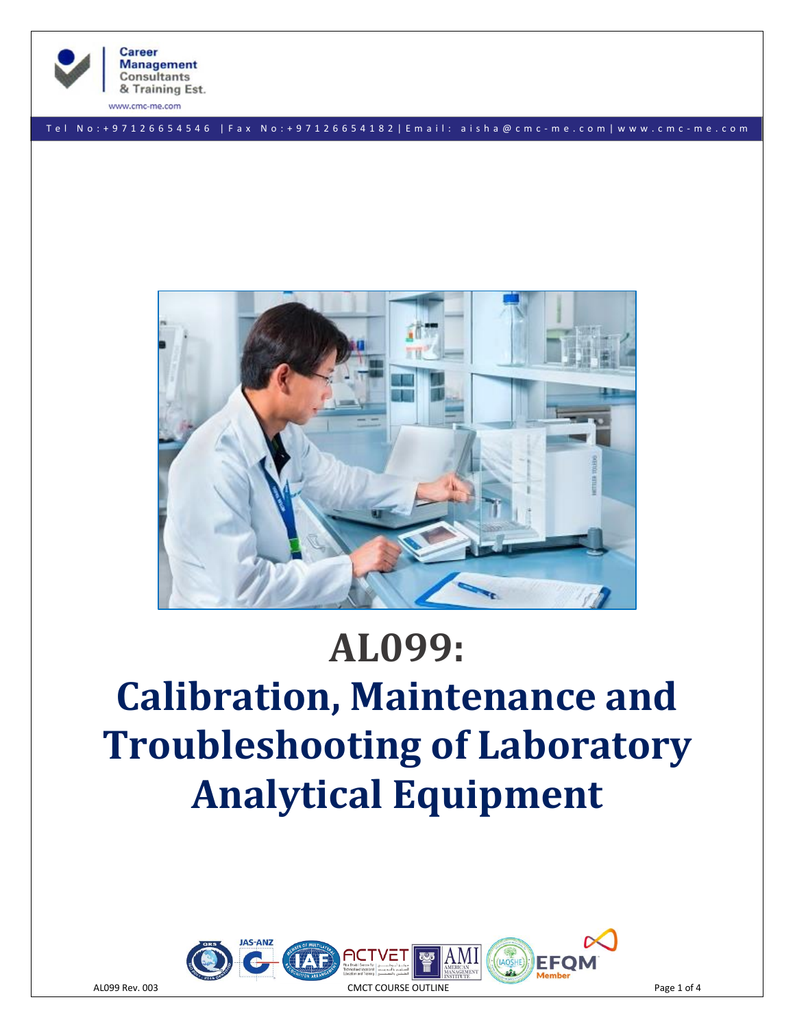# AL099:

# Calibration, Maintenance and Troubleshooting of Laboratory Analytical Equipment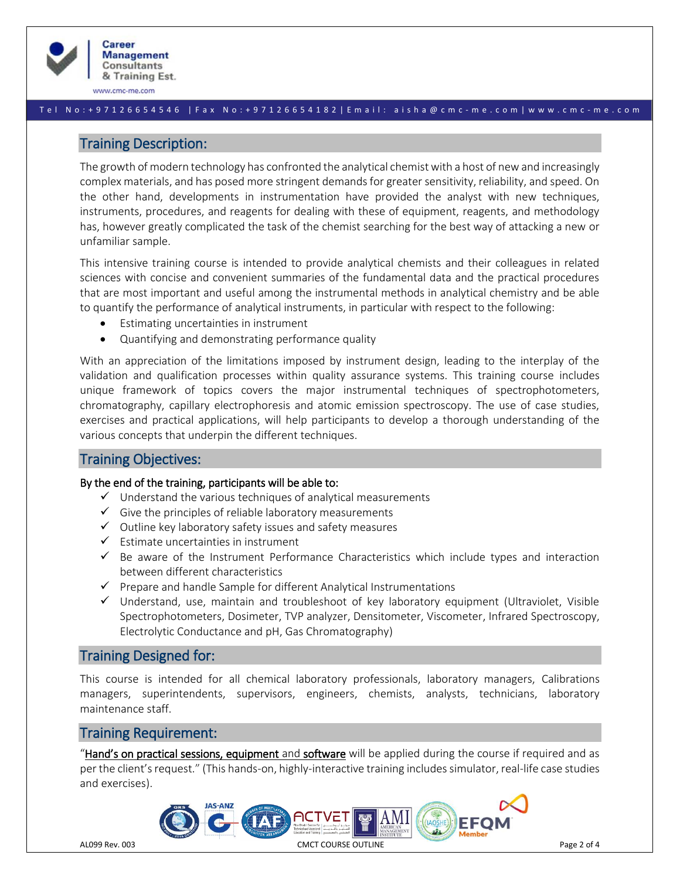## Training Description:

The growth of modern technology has confronted the analytical chemist with a host of new and increasingly complex materials, and has posed more stringent demands for greater sensitivity, reliability, and speed. On the other hand, developments in instrumentation have provided the analyst with new techniques, instruments, procedures, and reagents for dealing with these of equipment, reagents, and methodology has, however greatly complicated the task of the chemist searching for the best way of attacking a new or unfamiliar sample.

This intensive training course is intended to provide analytical chemists and their colleagues in related sciences with concise and convenient summaries of the fundamental data and the practical procedures that are most important and useful among the instrumental methods in analytical chemistry and be able to quantify the performance of analytical instruments, in particular with respect to the following:

- Estimating uncertainties in instrument
- Quantifying and demonstrating performance quality

With an appreciation of the limitations imposed by instrument design, leading to the interplay of the validation and qualification processes within quality assurance systems. This training course includes unique framework of topics covers the major instrumental techniques of spectrophotometers, chromatography, capillary electrophoresis and atomic emission spectroscopy. The use of case studies, exercises and practical applications, will help participants to develop a thorough understanding of the various concepts that underpin the different techniques.

## Training Objectives:

**By the end of the training, participants will be able to:**

- ✓ Understand the various techniques of analytical measurements
- ✓ Give the principles of reliable laboratory measurements
- ✓ Outline key laboratory safety issues and safety measures
- ✓ Estimate uncertainties in instrument
- ✓ Be aware of the Instrument Performance Characteristics which include types and interaction between different characteristics
- ✓ Prepare and handle Sample for different Analytical Instrumentations
- ✓ Understand, use, maintain and troubleshoot of key laboratory equipment (Ultraviolet, Visible Spectrophotometers, Dosimeter, TVP analyzer, Densitometer, Viscometer, Infrared Spectroscopy, Electrolytic Conductance and pH, Gas Chromatography)

## Training Designed for:

This course is intended for all chemical laboratory professionals, laboratory managers, Calibrations managers, superintendents, supervisors, engineers, chemists, analysts, technicians, laboratory maintenance staff.

## Training Requirement:

"Hand's on practical sessions, equipment and software will be applied during the course if required and as per the client's request." (This hands-on, highly-interactive training includes simulator, real-life case studies and exercises).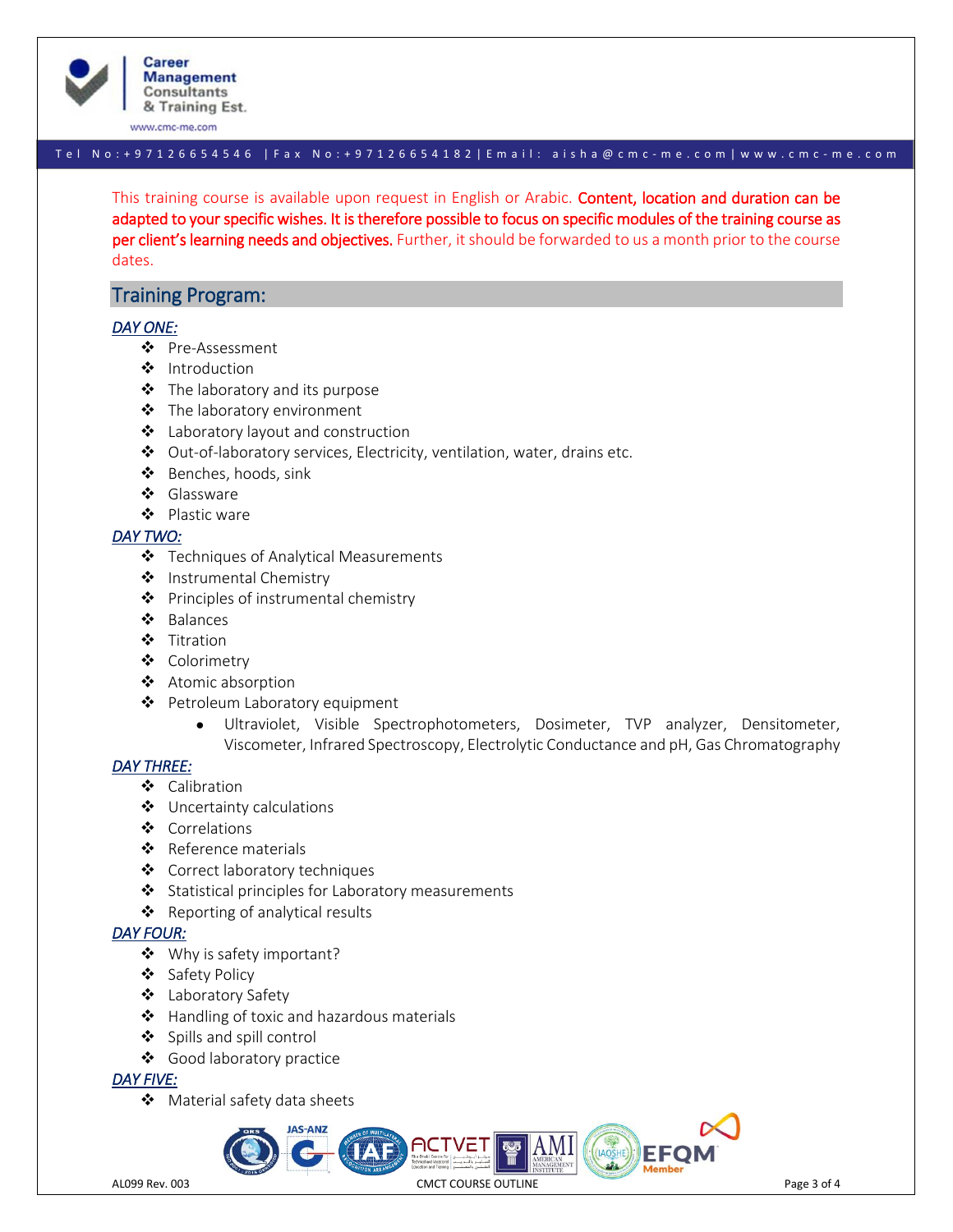This training course is available upon request in English or Arabic. **Content, location and duration can be adapted to your specific wishes. It is therefore possible to focus on specific modules of the training course as per client's learning needs and objectives.** Further, it should be forwarded to us a month prior to the course dates.

## Training Program:

***DAY ONE:***

- Pre-Assessment
- Introduction
- The laboratory and its purpose
- The laboratory environment
- Laboratory layout and construction
- Out-of-laboratory services, Electricity, ventilation, water, drains etc.
- Benches, hoods, sink
- Glassware
- Plastic ware

***DAY TWO:***

- Techniques of Analytical Measurements
- Instrumental Chemistry
- Principles of instrumental chemistry
- Balances
- Titration
- Colorimetry
- Atomic absorption
- Petroleum Laboratory equipment
    - Ultraviolet, Visible Spectrophotometers, Dosimeter, TVP analyzer, Densitometer, Viscometer, Infrared Spectroscopy, Electrolytic Conductance and pH, Gas Chromatography

***DAY THREE:***

- Calibration
- Uncertainty calculations
- Correlations
- Reference materials
- Correct laboratory techniques
- Statistical principles for Laboratory measurements
- Reporting of analytical results

***DAY FOUR:***

- Why is safety important?
- Safety Policy
- Laboratory Safety
- Handling of toxic and hazardous materials
- Spills and spill control
- Good laboratory practice

***DAY FIVE:***

- Material safety data sheets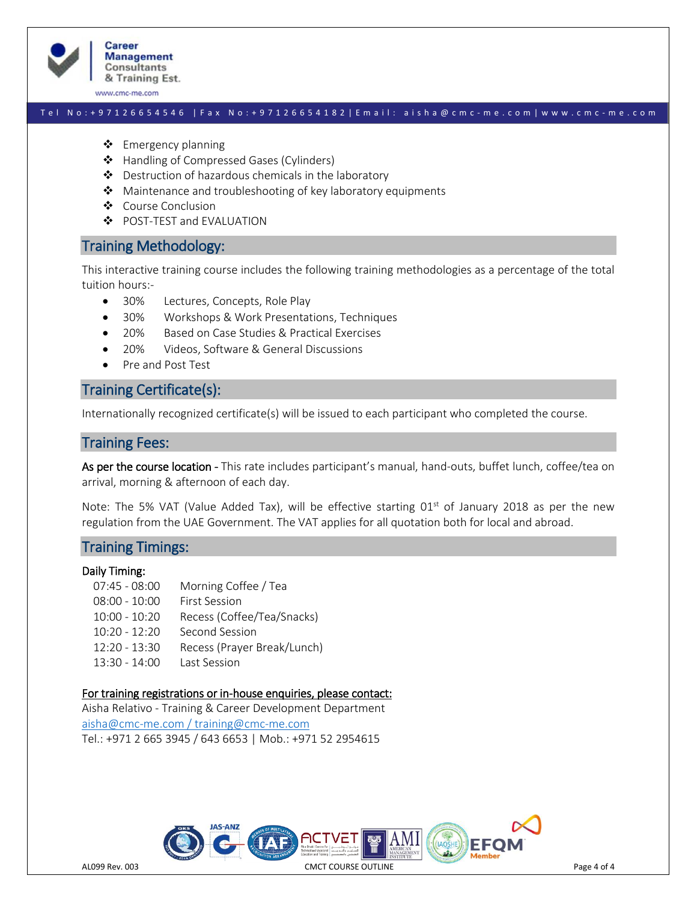- Emergency planning
- Handling of Compressed Gases (Cylinders)
- Destruction of hazardous chemicals in the laboratory
- Maintenance and troubleshooting of key laboratory equipments
- Course Conclusion
- POST-TEST and EVALUATION

## Training Methodology:

This interactive training course includes the following training methodologies as a percentage of the total tuition hours:-

- 30% Lectures, Concepts, Role Play
- 30% Workshops & Work Presentations, Techniques
- 20% Based on Case Studies & Practical Exercises
- 20% Videos, Software & General Discussions
- Pre and Post Test

## Training Certificate(s):

Internationally recognized certificate(s) will be issued to each participant who completed the course.

## Training Fees:

**As per the course location -** This rate includes participant's manual, hand-outs, buffet lunch, coffee/tea on arrival, morning & afternoon of each day.

Note: The 5% VAT (Value Added Tax), will be effective starting 01st of January 2018 as per the new regulation from the UAE Government. The VAT applies for all quotation both for local and abroad.

## Training Timings:

**Daily Timing:**

| | |
|---|---|
| 07:45 - 08:00 | Morning Coffee / Tea |
| 08:00 - 10:00 | First Session |
| 10:00 - 10:20 | Recess (Coffee/Tea/Snacks) |
| 10:20 - 12:20 | Second Session |
| 12:20 - 13:30 | Recess (Prayer Break/Lunch) |
| 13:30 - 14:00 | Last Session |

**For training registrations or in-house enquiries, please contact:**

Aisha Relativo - Training & Career Development Department
aisha@cmc-me.com / training@cmc-me.com
Tel.: +971 2 665 3945 / 643 6653 | Mob.: +971 52 2954615